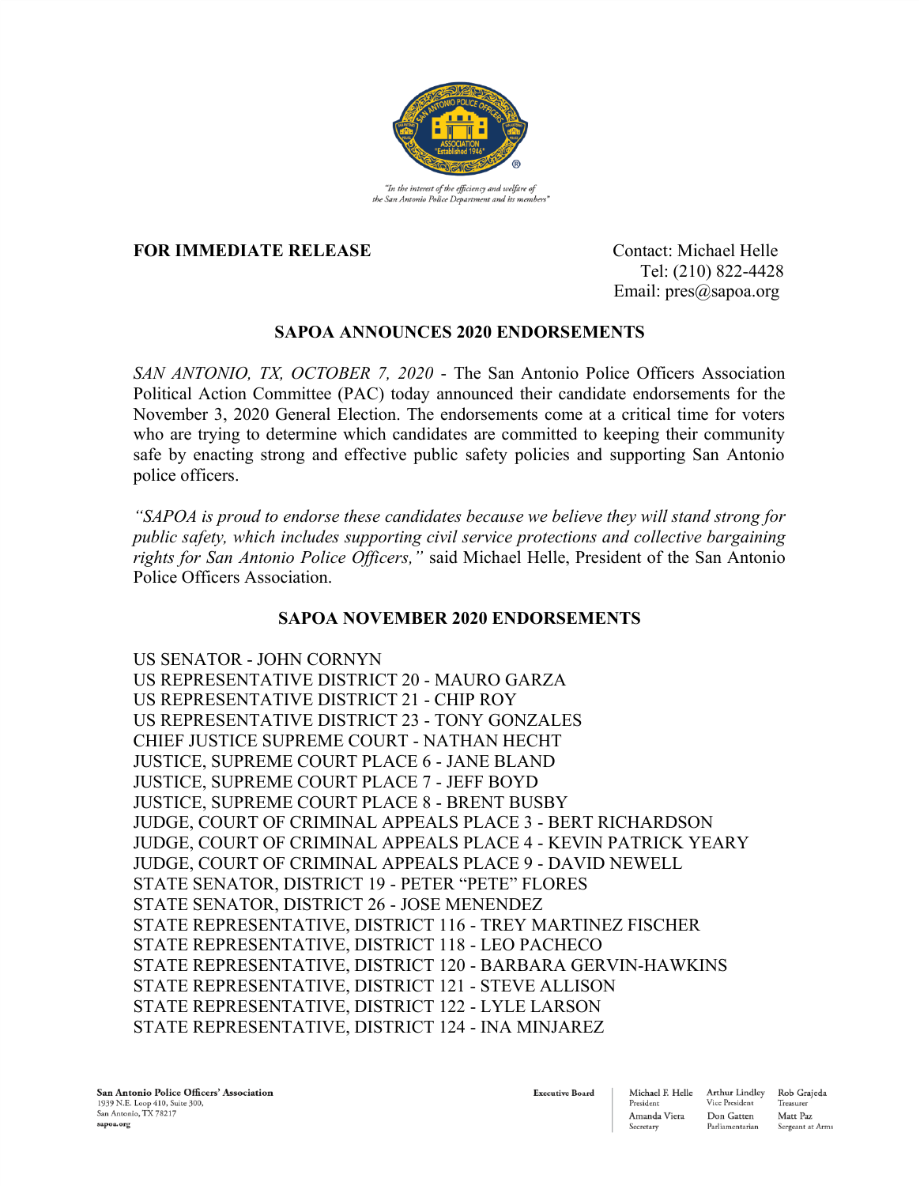*"In the interest of the efficiency and welfare of the San Antonio Police Department and its members"*

**FOR IMMEDIATE RELEASE**

Contact: Michael Helle
Tel: (210) 822-4428
Email: pres@sapoa.org

## SAPOA ANNOUNCES 2020 ENDORSEMENTS

*SAN ANTONIO, TX, OCTOBER 7, 2020* - The San Antonio Police Officers Association Political Action Committee (PAC) today announced their candidate endorsements for the November 3, 2020 General Election. The endorsements come at a critical time for voters who are trying to determine which candidates are committed to keeping their community safe by enacting strong and effective public safety policies and supporting San Antonio police officers.

*"SAPOA is proud to endorse these candidates because we believe they will stand strong for public safety, which includes supporting civil service protections and collective bargaining rights for San Antonio Police Officers,"* said Michael Helle, President of the San Antonio Police Officers Association.

## SAPOA NOVEMBER 2020 ENDORSEMENTS

US SENATOR - JOHN CORNYN
US REPRESENTATIVE DISTRICT 20 - MAURO GARZA
US REPRESENTATIVE DISTRICT 21 - CHIP ROY
US REPRESENTATIVE DISTRICT 23 - TONY GONZALES
CHIEF JUSTICE SUPREME COURT - NATHAN HECHT
JUSTICE, SUPREME COURT PLACE 6 - JANE BLAND
JUSTICE, SUPREME COURT PLACE 7 - JEFF BOYD
JUSTICE, SUPREME COURT PLACE 8 - BRENT BUSBY
JUDGE, COURT OF CRIMINAL APPEALS PLACE 3 - BERT RICHARDSON
JUDGE, COURT OF CRIMINAL APPEALS PLACE 4 - KEVIN PATRICK YEARY
JUDGE, COURT OF CRIMINAL APPEALS PLACE 9 - DAVID NEWELL
STATE SENATOR, DISTRICT 19 - PETER "PETE" FLORES
STATE SENATOR, DISTRICT 26 - JOSE MENENDEZ
STATE REPRESENTATIVE, DISTRICT 116 - TREY MARTINEZ FISCHER
STATE REPRESENTATIVE, DISTRICT 118 - LEO PACHECO
STATE REPRESENTATIVE, DISTRICT 120 - BARBARA GERVIN-HAWKINS
STATE REPRESENTATIVE, DISTRICT 121 - STEVE ALLISON
STATE REPRESENTATIVE, DISTRICT 122 - LYLE LARSON
STATE REPRESENTATIVE, DISTRICT 124 - INA MINJAREZ

**San Antonio Police Officers' Association**
1939 N.E. Loop 410, Suite 300,
San Antonio, TX 78217
sapoa.org

**Executive Board**

| | | |
|---|---|---|
| Michael F. Helle, President | Arthur Lindley, Vice President | Rob Grajeda, Treasurer |
| Amanda Viera, Secretary | Don Gatten, Parliamentarian | Matt Paz, Sergeant at Arms |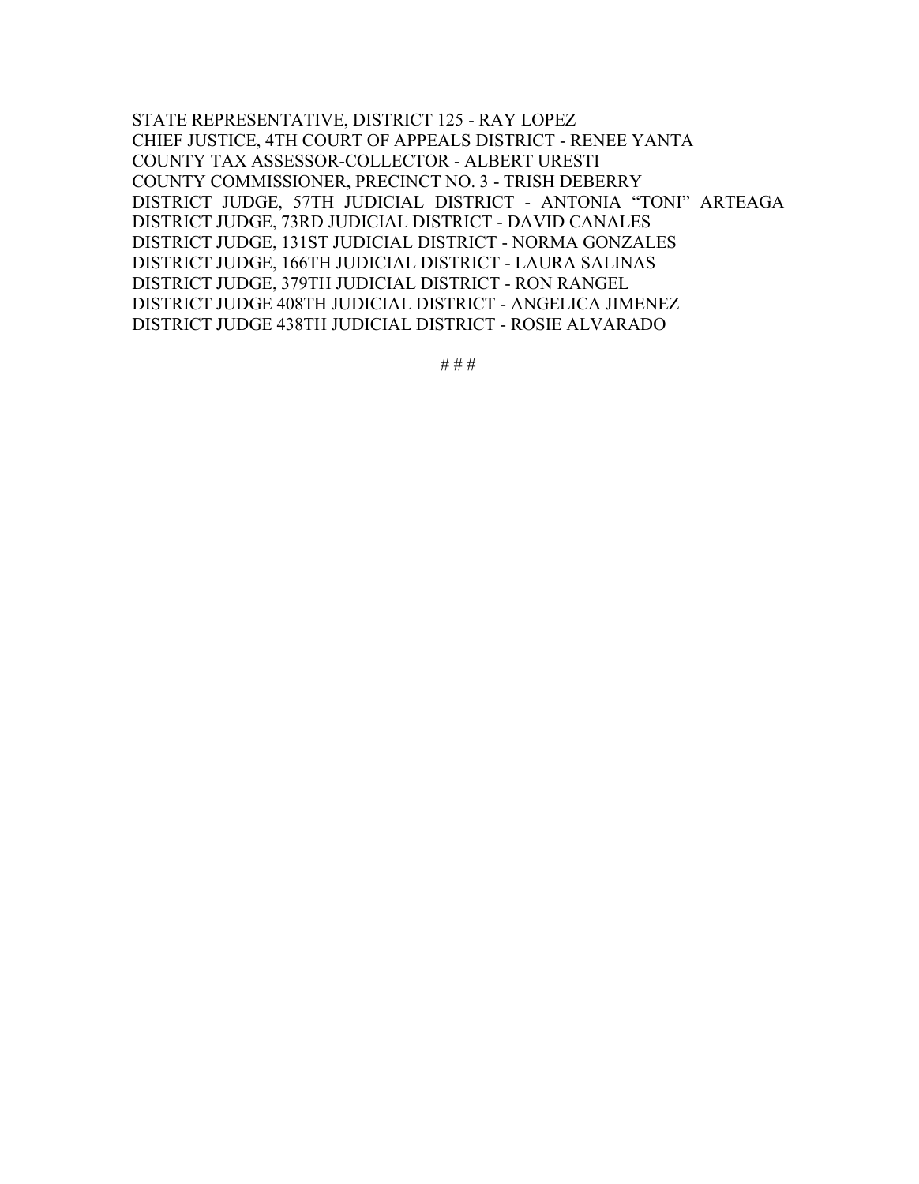STATE REPRESENTATIVE, DISTRICT 125 - RAY LOPEZ
CHIEF JUSTICE, 4TH COURT OF APPEALS DISTRICT - RENEE YANTA
COUNTY TAX ASSESSOR-COLLECTOR - ALBERT URESTI
COUNTY COMMISSIONER, PRECINCT NO. 3 - TRISH DEBERRY
DISTRICT JUDGE, 57TH JUDICIAL DISTRICT - ANTONIA "TONI" ARTEAGA
DISTRICT JUDGE, 73RD JUDICIAL DISTRICT - DAVID CANALES
DISTRICT JUDGE, 131ST JUDICIAL DISTRICT - NORMA GONZALES
DISTRICT JUDGE, 166TH JUDICIAL DISTRICT - LAURA SALINAS
DISTRICT JUDGE, 379TH JUDICIAL DISTRICT - RON RANGEL
DISTRICT JUDGE 408TH JUDICIAL DISTRICT - ANGELICA JIMENEZ
DISTRICT JUDGE 438TH JUDICIAL DISTRICT - ROSIE ALVARADO

# # #